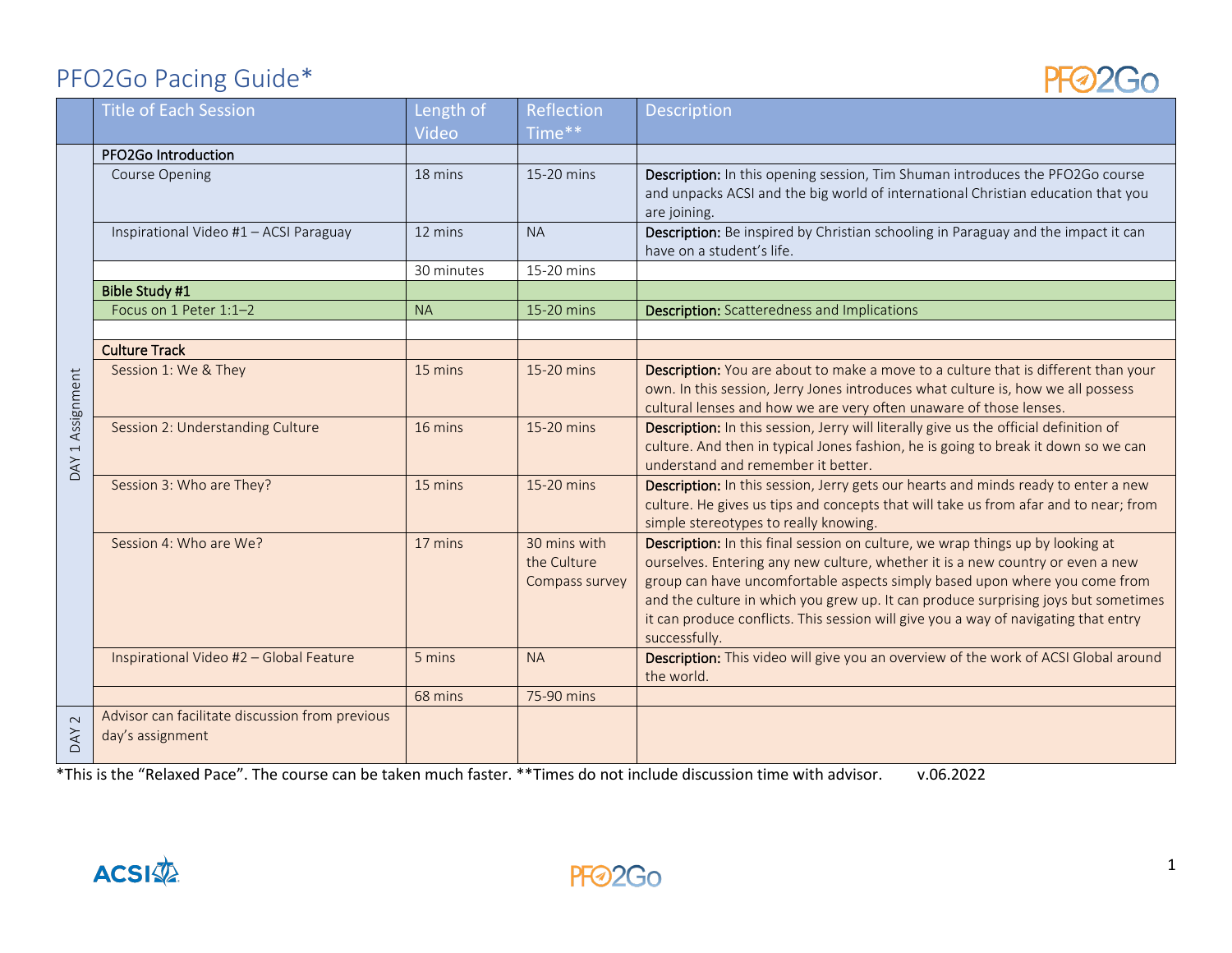# PFO2Go Pacing Guide*

| | Title of Each Session | Length of Video | Reflection Time** | Description |
|---|---|---|---|---|
| DAY 1 Assignment | **PFO2Go Introduction** | | | |
| | Course Opening | 18 mins | 15-20 mins | **Description:** In this opening session, Tim Shuman introduces the PFO2Go course and unpacks ACSI and the big world of international Christian education that you are joining. |
| | Inspirational Video #1 – ACSI Paraguay | 12 mins | NA | **Description:** Be inspired by Christian schooling in Paraguay and the impact it can have on a student's life. |
| | | 30 minutes | 15-20 mins | |
| | **Bible Study #1** | | | |
| | Focus on 1 Peter 1:1–2 | NA | 15-20 mins | **Description:** Scatteredness and Implications |
| | | | | |
| | **Culture Track** | | | |
| | Session 1: We & They | 15 mins | 15-20 mins | **Description:** You are about to make a move to a culture that is different than your own. In this session, Jerry Jones introduces what culture is, how we all possess cultural lenses and how we are very often unaware of those lenses. |
| | Session 2: Understanding Culture | 16 mins | 15-20 mins | **Description:** In this session, Jerry will literally give us the official definition of culture. And then in typical Jones fashion, he is going to break it down so we can understand and remember it better. |
| | Session 3: Who are They? | 15 mins | 15-20 mins | **Description:** In this session, Jerry gets our hearts and minds ready to enter a new culture. He gives us tips and concepts that will take us from afar and to near; from simple stereotypes to really knowing. |
| | Session 4: Who are We? | 17 mins | 30 mins with the Culture Compass survey | **Description:** In this final session on culture, we wrap things up by looking at ourselves. Entering any new culture, whether it is a new country or even a new group can have uncomfortable aspects simply based upon where you come from and the culture in which you grew up. It can produce surprising joys but sometimes it can produce conflicts. This session will give you a way of navigating that entry successfully. |
| | Inspirational Video #2 – Global Feature | 5 mins | NA | **Description:** This video will give you an overview of the work of ACSI Global around the world. |
| | | 68 mins | 75-90 mins | |
| DAY 2 | Advisor can facilitate discussion from previous day's assignment | | | |

*This is the "Relaxed Pace". The course can be taken much faster. **Times do not include discussion time with advisor. v.06.2022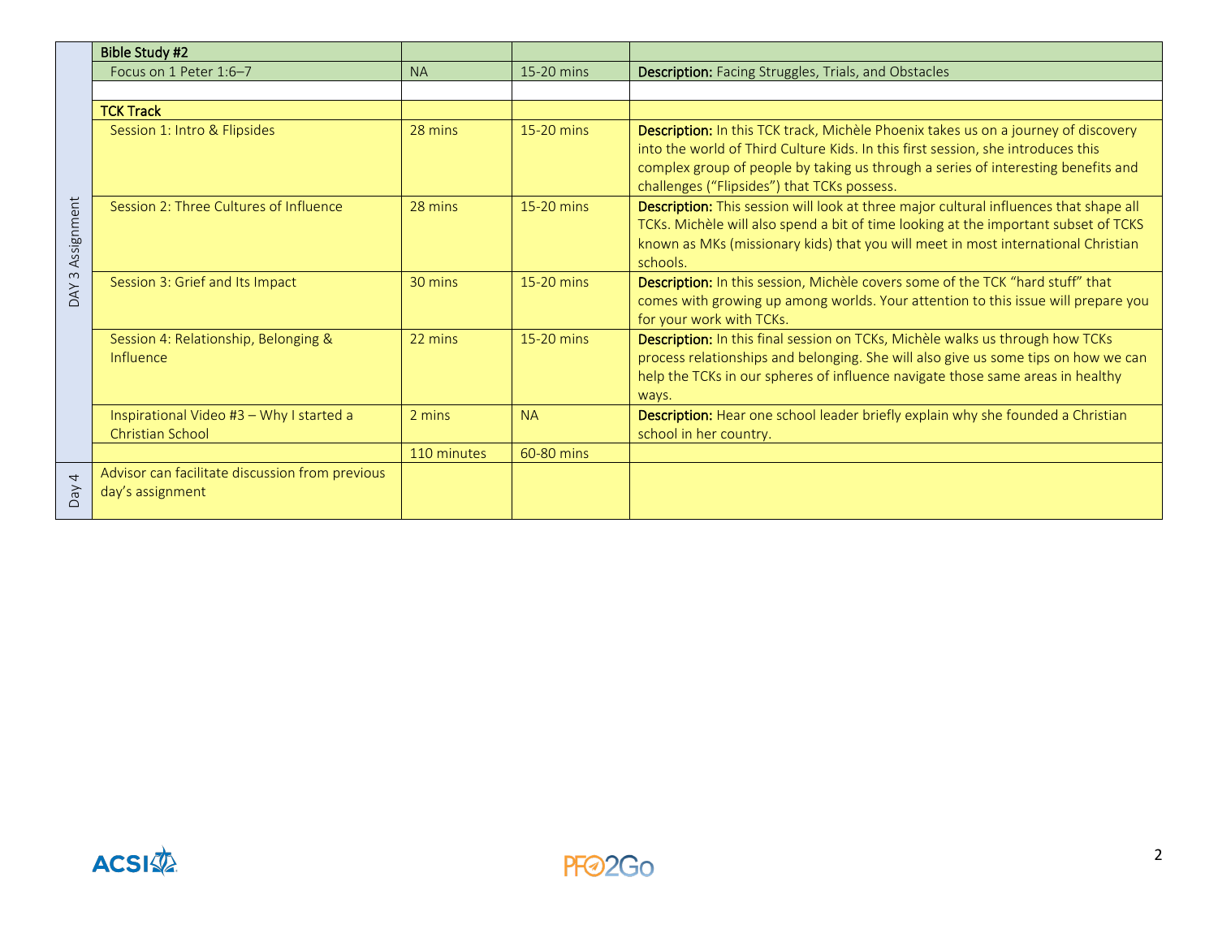| | | | | |
|---|---|---|---|---|
| DAY 3 Assignment | **Bible Study #2** | | | |
| | Focus on 1 Peter 1:6–7 | NA | 15-20 mins | **Description:** Facing Struggles, Trials, and Obstacles |
| | | | | |
| | **TCK Track** | | | |
| | Session 1: Intro & Flipsides | 28 mins | 15-20 mins | **Description:** In this TCK track, Michèle Phoenix takes us on a journey of discovery into the world of Third Culture Kids. In this first session, she introduces this complex group of people by taking us through a series of interesting benefits and challenges ("Flipsides") that TCKs possess. |
| | Session 2: Three Cultures of Influence | 28 mins | 15-20 mins | **Description:** This session will look at three major cultural influences that shape all TCKs. Michèle will also spend a bit of time looking at the important subset of TCKS known as MKs (missionary kids) that you will meet in most international Christian schools. |
| | Session 3: Grief and Its Impact | 30 mins | 15-20 mins | **Description:** In this session, Michèle covers some of the TCK "hard stuff" that comes with growing up among worlds. Your attention to this issue will prepare you for your work with TCKs. |
| | Session 4: Relationship, Belonging & Influence | 22 mins | 15-20 mins | **Description:** In this final session on TCKs, Michèle walks us through how TCKs process relationships and belonging. She will also give us some tips on how we can help the TCKs in our spheres of influence navigate those same areas in healthy ways. |
| | Inspirational Video #3 – Why I started a Christian School | 2 mins | NA | **Description:** Hear one school leader briefly explain why she founded a Christian school in her country. |
| | | 110 minutes | 60-80 mins | |
| Day 4 | Advisor can facilitate discussion from previous day's assignment | | | |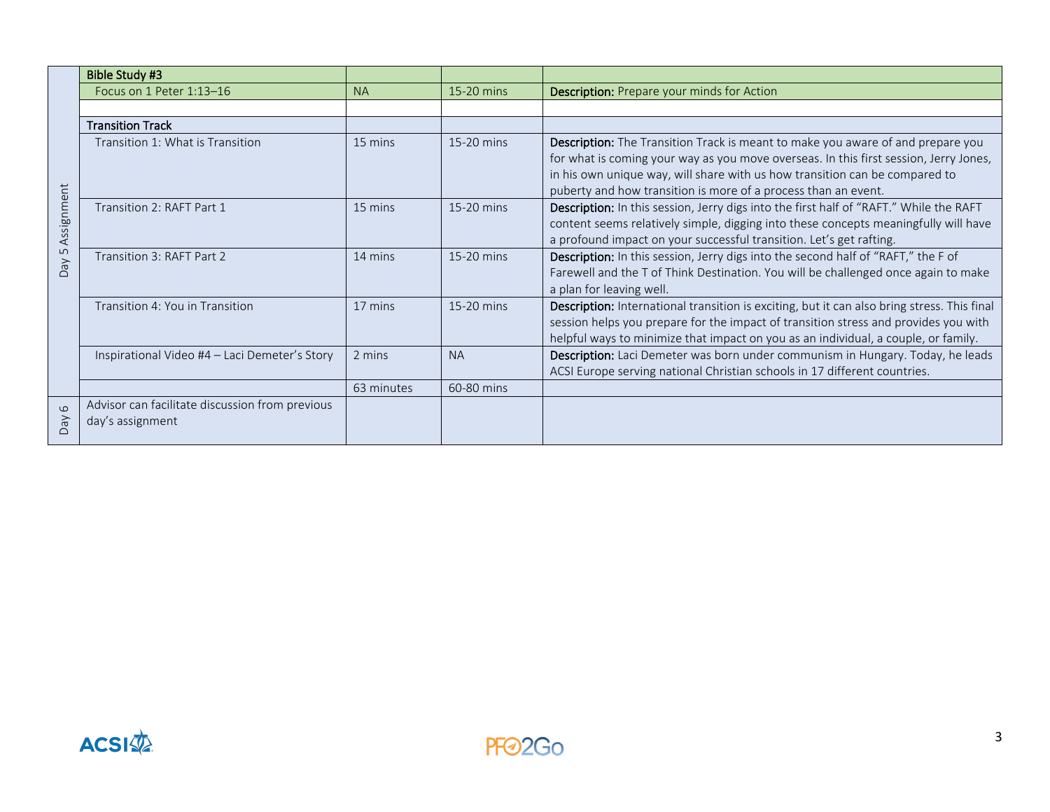| | | | | |
|---|---|---|---|---|
| Day 5 Assignment | **Bible Study #3** | | | |
| | Focus on 1 Peter 1:13–16 | NA | 15-20 mins | **Description:** Prepare your minds for Action |
| | | | | |
| | **Transition Track** | | | |
| | Transition 1: What is Transition | 15 mins | 15-20 mins | **Description:** The Transition Track is meant to make you aware of and prepare you for what is coming your way as you move overseas. In this first session, Jerry Jones, in his own unique way, will share with us how transition can be compared to puberty and how transition is more of a process than an event. |
| | Transition 2: RAFT Part 1 | 15 mins | 15-20 mins | **Description:** In this session, Jerry digs into the first half of "RAFT." While the RAFT content seems relatively simple, digging into these concepts meaningfully will have a profound impact on your successful transition. Let's get rafting. |
| | Transition 3: RAFT Part 2 | 14 mins | 15-20 mins | **Description:** In this session, Jerry digs into the second half of "RAFT," the F of Farewell and the T of Think Destination. You will be challenged once again to make a plan for leaving well. |
| | Transition 4: You in Transition | 17 mins | 15-20 mins | **Description:** International transition is exciting, but it can also bring stress. This final session helps you prepare for the impact of transition stress and provides you with helpful ways to minimize that impact on you as an individual, a couple, or family. |
| | Inspirational Video #4 – Laci Demeter's Story | 2 mins | NA | **Description:** Laci Demeter was born under communism in Hungary. Today, he leads ACSI Europe serving national Christian schools in 17 different countries. |
| | | 63 minutes | 60-80 mins | |
| Day 6 | Advisor can facilitate discussion from previous day's assignment | | | |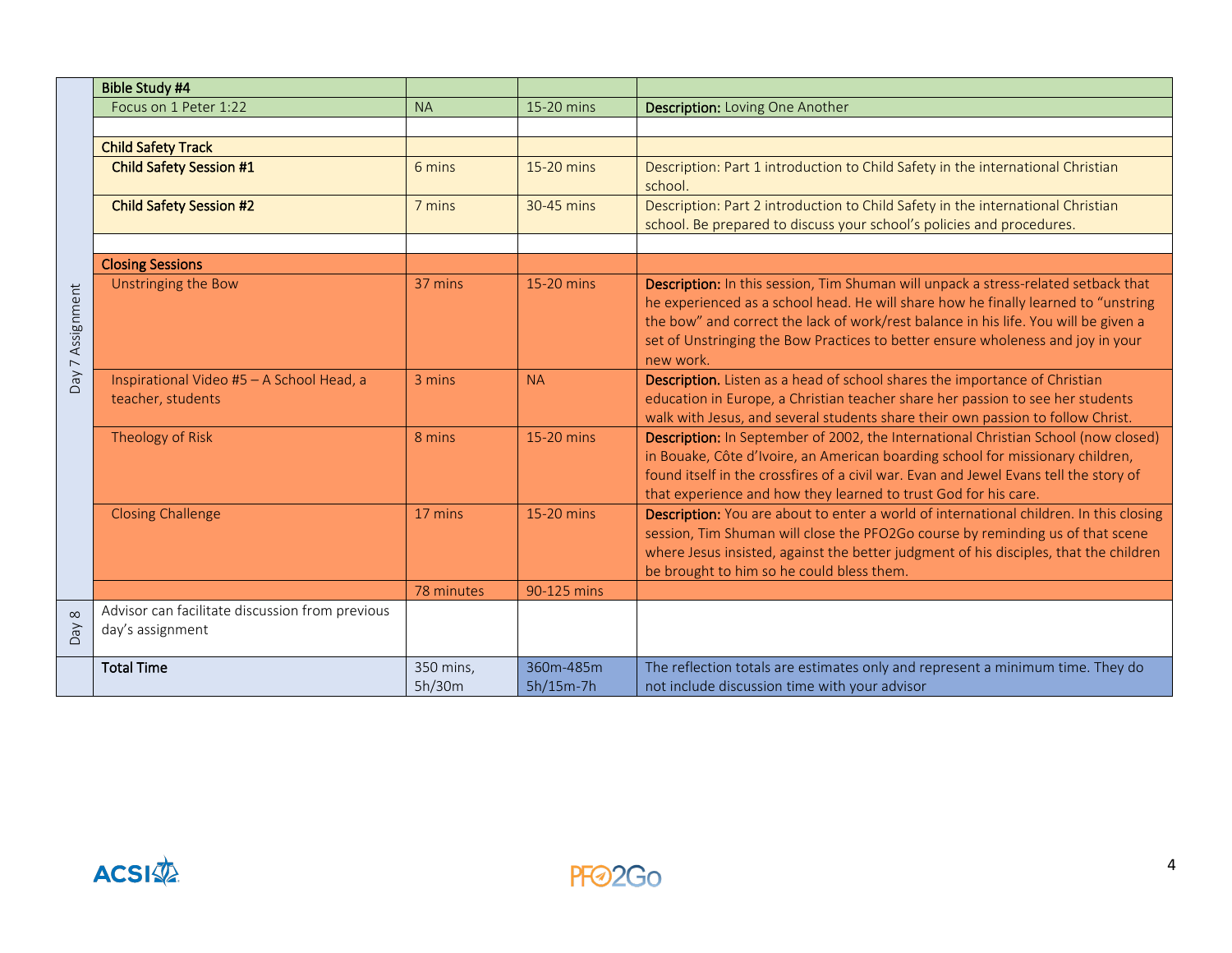| | | | | |
|---|---|---|---|---|
| Day 7 Assignment | **Bible Study #4** | | | |
| | Focus on 1 Peter 1:22 | NA | 15-20 mins | **Description:** Loving One Another |
| | | | | |
| | **Child Safety Track** | | | |
| | **Child Safety Session #1** | 6 mins | 15-20 mins | Description: Part 1 introduction to Child Safety in the international Christian school. |
| | **Child Safety Session #2** | 7 mins | 30-45 mins | Description: Part 2 introduction to Child Safety in the international Christian school. Be prepared to discuss your school's policies and procedures. |
| | | | | |
| | **Closing Sessions** | | | |
| | Unstringing the Bow | 37 mins | 15-20 mins | **Description:** In this session, Tim Shuman will unpack a stress-related setback that he experienced as a school head. He will share how he finally learned to "unstring the bow" and correct the lack of work/rest balance in his life. You will be given a set of Unstringing the Bow Practices to better ensure wholeness and joy in your new work. |
| | Inspirational Video #5 – A School Head, a teacher, students | 3 mins | NA | **Description.** Listen as a head of school shares the importance of Christian education in Europe, a Christian teacher share her passion to see her students walk with Jesus, and several students share their own passion to follow Christ. |
| | Theology of Risk | 8 mins | 15-20 mins | **Description:** In September of 2002, the International Christian School (now closed) in Bouake, Côte d'Ivoire, an American boarding school for missionary children, found itself in the crossfires of a civil war. Evan and Jewel Evans tell the story of that experience and how they learned to trust God for his care. |
| | Closing Challenge | 17 mins | 15-20 mins | **Description:** You are about to enter a world of international children. In this closing session, Tim Shuman will close the PFO2Go course by reminding us of that scene where Jesus insisted, against the better judgment of his disciples, that the children be brought to him so he could bless them. |
| | | 78 minutes | 90-125 mins | |
| Day 8 | Advisor can facilitate discussion from previous day's assignment | | | |
| | **Total Time** | 350 mins, 5h/30m | 360m-485m 5h/15m-7h | The reflection totals are estimates only and represent a minimum time. They do not include discussion time with your advisor |